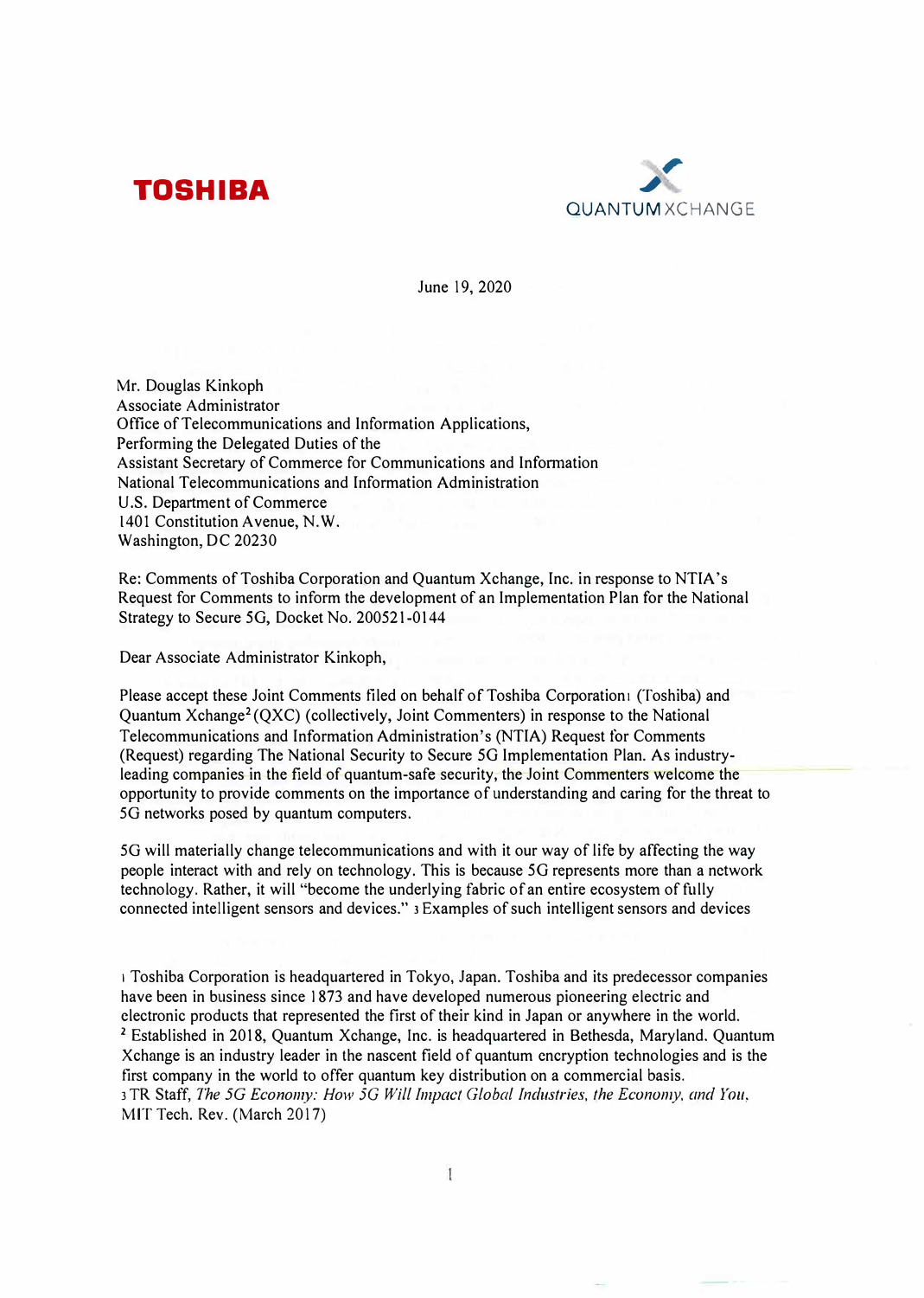TOSHIBA

QUANTUM XCHANGE

June 19, 2020

Mr. Douglas Kinkoph
Associate Administrator
Office of Telecommunications and Information Applications,
Performing the Delegated Duties of the
Assistant Secretary of Commerce for Communications and Information
National Telecommunications and Information Administration
U.S. Department of Commerce
1401 Constitution Avenue, N.W.
Washington, DC 20230

Re: Comments of Toshiba Corporation and Quantum Xchange, Inc. in response to NTIA's Request for Comments to inform the development of an Implementation Plan for the National Strategy to Secure 5G, Docket No. 200521-0144

Dear Associate Administrator Kinkoph,

Please accept these Joint Comments filed on behalf of Toshiba Corporation[1] (Toshiba) and Quantum Xchange[2] (QXC) (collectively, Joint Commenters) in response to the National Telecommunications and Information Administration's (NTIA) Request for Comments (Request) regarding The National Security to Secure 5G Implementation Plan. As industry-leading companies in the field of quantum-safe security, the Joint Commenters welcome the opportunity to provide comments on the importance of understanding and caring for the threat to 5G networks posed by quantum computers.

5G will materially change telecommunications and with it our way of life by affecting the way people interact with and rely on technology. This is because 5G represents more than a network technology. Rather, it will "become the underlying fabric of an entire ecosystem of fully connected intelligent sensors and devices." [3] Examples of such intelligent sensors and devices

[1] Toshiba Corporation is headquartered in Tokyo, Japan. Toshiba and its predecessor companies have been in business since 1873 and have developed numerous pioneering electric and electronic products that represented the first of their kind in Japan or anywhere in the world.

[2] Established in 2018, Quantum Xchange, Inc. is headquartered in Bethesda, Maryland. Quantum Xchange is an industry leader in the nascent field of quantum encryption technologies and is the first company in the world to offer quantum key distribution on a commercial basis.

[3] TR Staff, *The 5G Economy: How 5G Will Impact Global Industries, the Economy, and You*, MIT Tech. Rev. (March 2017)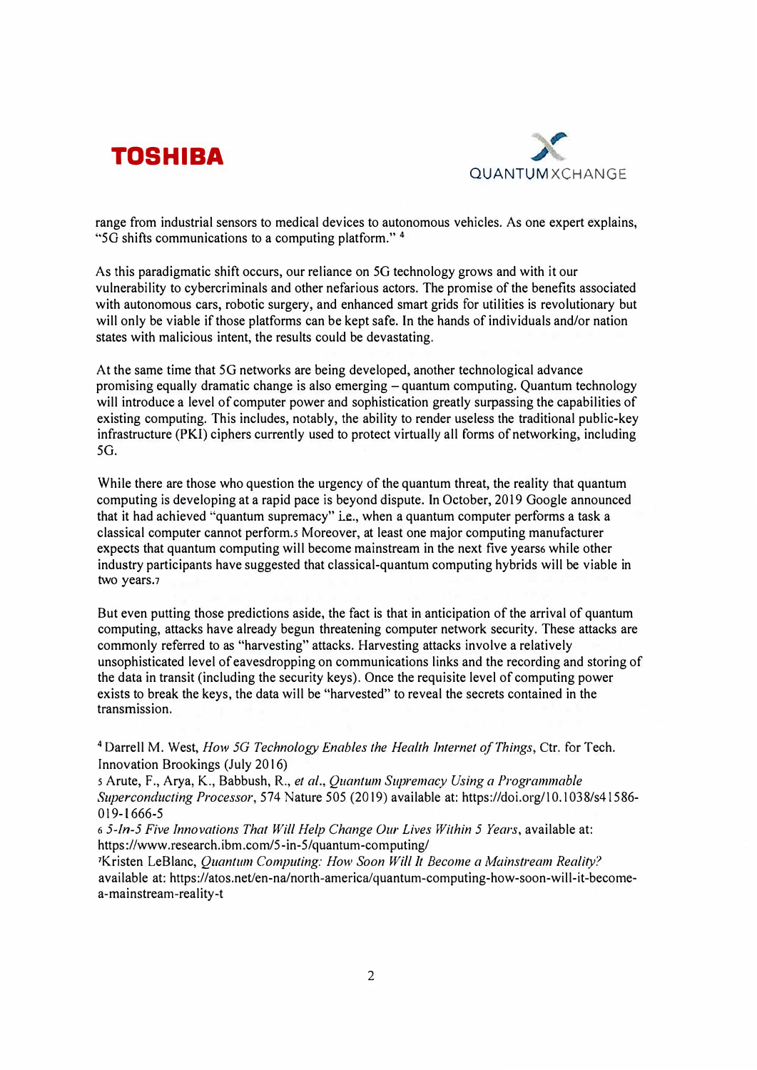range from industrial sensors to medical devices to autonomous vehicles. As one expert explains, "5G shifts communications to a computing platform." [4]

As this paradigmatic shift occurs, our reliance on 5G technology grows and with it our vulnerability to cybercriminals and other nefarious actors. The promise of the benefits associated with autonomous cars, robotic surgery, and enhanced smart grids for utilities is revolutionary but will only be viable if those platforms can be kept safe. In the hands of individuals and/or nation states with malicious intent, the results could be devastating.

At the same time that 5G networks are being developed, another technological advance promising equally dramatic change is also emerging – quantum computing. Quantum technology will introduce a level of computer power and sophistication greatly surpassing the capabilities of existing computing. This includes, notably, the ability to render useless the traditional public-key infrastructure (PKI) ciphers currently used to protect virtually all forms of networking, including 5G.

While there are those who question the urgency of the quantum threat, the reality that quantum computing is developing at a rapid pace is beyond dispute. In October, 2019 Google announced that it had achieved "quantum supremacy" i.e., when a quantum computer performs a task a classical computer cannot perform.[5] Moreover, at least one major computing manufacturer expects that quantum computing will become mainstream in the next five years[6] while other industry participants have suggested that classical-quantum computing hybrids will be viable in two years.[7]

But even putting those predictions aside, the fact is that in anticipation of the arrival of quantum computing, attacks have already begun threatening computer network security. These attacks are commonly referred to as "harvesting" attacks. Harvesting attacks involve a relatively unsophisticated level of eavesdropping on communications links and the recording and storing of the data in transit (including the security keys). Once the requisite level of computing power exists to break the keys, the data will be "harvested" to reveal the secrets contained in the transmission.

[4] Darrell M. West, *How 5G Technology Enables the Health Internet of Things*, Ctr. for Tech. Innovation Brookings (July 2016)

[5] Arute, F., Arya, K., Babbush, R., *et al.*, *Quantum Supremacy Using a Programmable Superconducting Processor*, 574 Nature 505 (2019) available at: https://doi.org/10.1038/s41586-019-1666-5

[6] *5-In-5 Five Innovations That Will Help Change Our Lives Within 5 Years*, available at: https://www.research.ibm.com/5-in-5/quantum-computing/

[7] Kristen LeBlanc, *Quantum Computing: How Soon Will It Become a Mainstream Reality?* available at: https://atos.net/en-na/north-america/quantum-computing-how-soon-will-it-become-a-mainstream-reality-t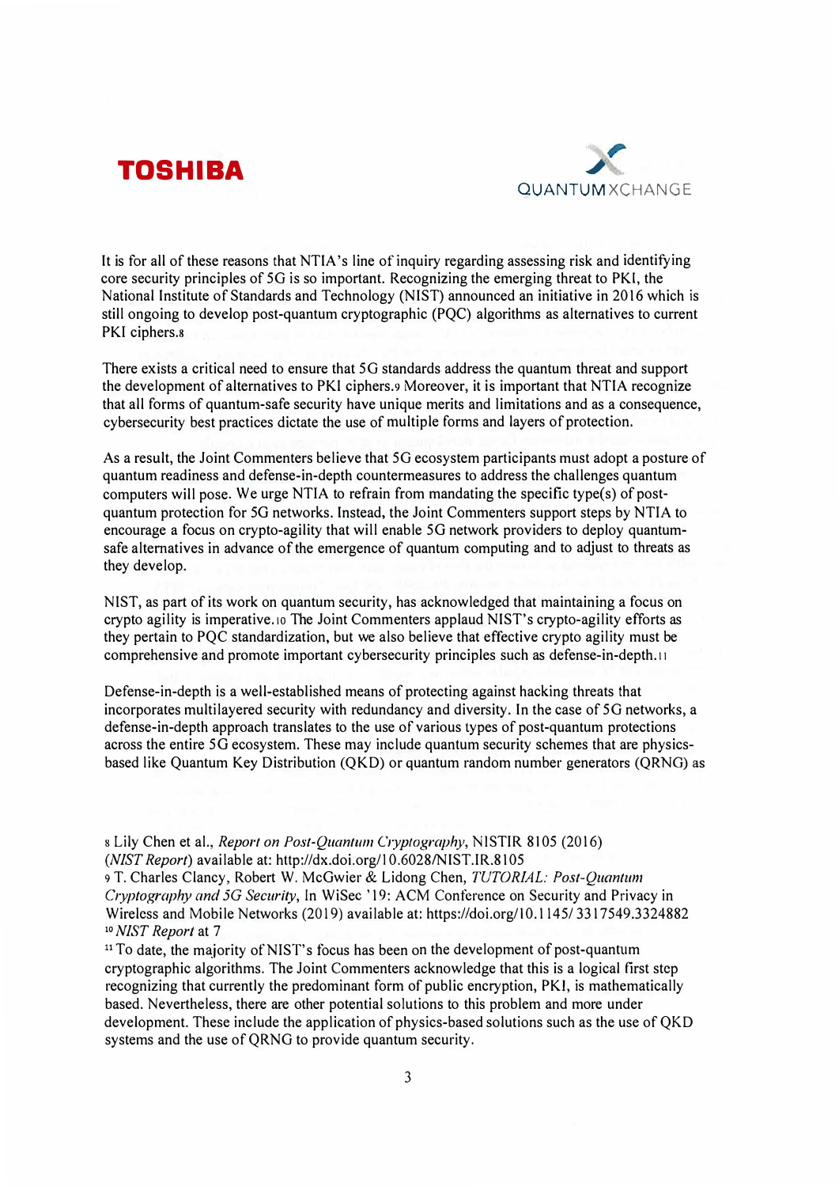It is for all of these reasons that NTIA's line of inquiry regarding assessing risk and identifying core security principles of 5G is so important. Recognizing the emerging threat to PKI, the National Institute of Standards and Technology (NIST) announced an initiative in 2016 which is still ongoing to develop post-quantum cryptographic (PQC) algorithms as alternatives to current PKI ciphers.[8]

There exists a critical need to ensure that 5G standards address the quantum threat and support the development of alternatives to PKI ciphers.[9] Moreover, it is important that NTIA recognize that all forms of quantum-safe security have unique merits and limitations and as a consequence, cybersecurity best practices dictate the use of multiple forms and layers of protection.

As a result, the Joint Commenters believe that 5G ecosystem participants must adopt a posture of quantum readiness and defense-in-depth countermeasures to address the challenges quantum computers will pose. We urge NTIA to refrain from mandating the specific type(s) of post-quantum protection for 5G networks. Instead, the Joint Commenters support steps by NTIA to encourage a focus on crypto-agility that will enable 5G network providers to deploy quantum-safe alternatives in advance of the emergence of quantum computing and to adjust to threats as they develop.

NIST, as part of its work on quantum security, has acknowledged that maintaining a focus on crypto agility is imperative.[10] The Joint Commenters applaud NIST's crypto-agility efforts as they pertain to PQC standardization, but we also believe that effective crypto agility must be comprehensive and promote important cybersecurity principles such as defense-in-depth.[11]

Defense-in-depth is a well-established means of protecting against hacking threats that incorporates multilayered security with redundancy and diversity. In the case of 5G networks, a defense-in-depth approach translates to the use of various types of post-quantum protections across the entire 5G ecosystem. These may include quantum security schemes that are physics-based like Quantum Key Distribution (QKD) or quantum random number generators (QRNG) as

---

[8] Lily Chen et al., *Report on Post-Quantum Cryptography*, NISTIR 8105 (2016) (*NIST Report*) available at: http://dx.doi.org/10.6028/NIST.IR.8105

[9] T. Charles Clancy, Robert W. McGwier & Lidong Chen, *TUTORIAL: Post-Quantum Cryptography and 5G Security*, In WiSec '19: ACM Conference on Security and Privacy in Wireless and Mobile Networks (2019) available at: https://doi.org/10.1145/3317549.3324882

[10] *NIST Report* at 7

[11] To date, the majority of NIST's focus has been on the development of post-quantum cryptographic algorithms. The Joint Commenters acknowledge that this is a logical first step recognizing that currently the predominant form of public encryption, PKI, is mathematically based. Nevertheless, there are other potential solutions to this problem and more under development. These include the application of physics-based solutions such as the use of QKD systems and the use of QRNG to provide quantum security.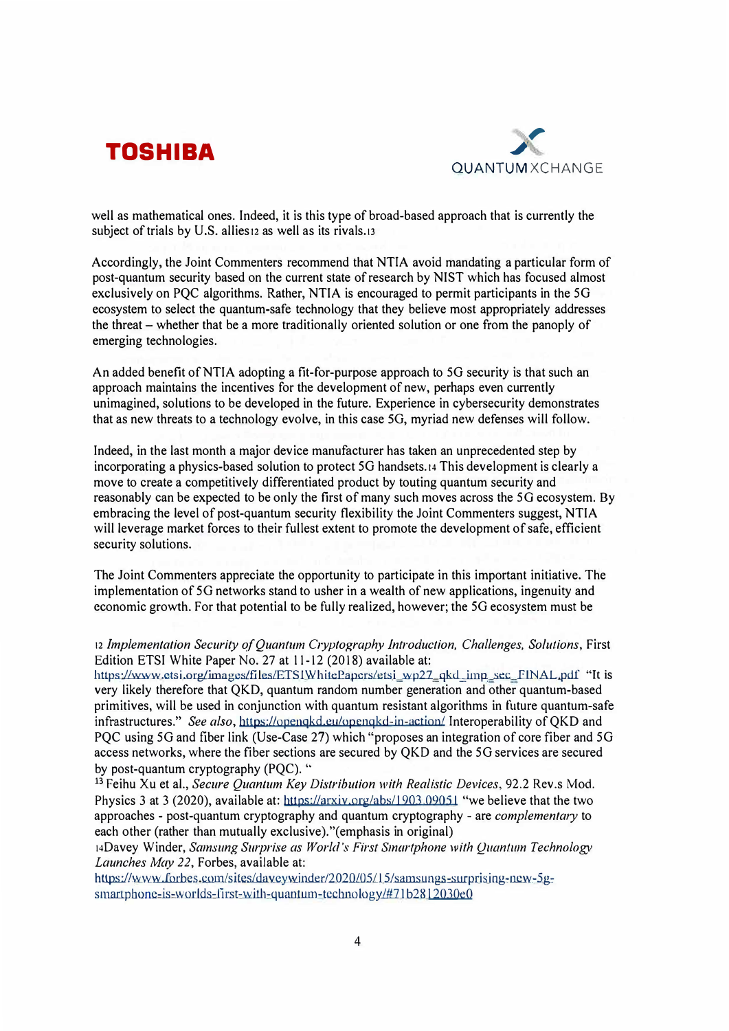well as mathematical ones. Indeed, it is this type of broad-based approach that is currently the subject of trials by U.S. allies[12] as well as its rivals.[13]

Accordingly, the Joint Commenters recommend that NTIA avoid mandating a particular form of post-quantum security based on the current state of research by NIST which has focused almost exclusively on PQC algorithms. Rather, NTIA is encouraged to permit participants in the 5G ecosystem to select the quantum-safe technology that they believe most appropriately addresses the threat – whether that be a more traditionally oriented solution or one from the panoply of emerging technologies.

An added benefit of NTIA adopting a fit-for-purpose approach to 5G security is that such an approach maintains the incentives for the development of new, perhaps even currently unimagined, solutions to be developed in the future. Experience in cybersecurity demonstrates that as new threats to a technology evolve, in this case 5G, myriad new defenses will follow.

Indeed, in the last month a major device manufacturer has taken an unprecedented step by incorporating a physics-based solution to protect 5G handsets.[14] This development is clearly a move to create a competitively differentiated product by touting quantum security and reasonably can be expected to be only the first of many such moves across the 5G ecosystem. By embracing the level of post-quantum security flexibility the Joint Commenters suggest, NTIA will leverage market forces to their fullest extent to promote the development of safe, efficient security solutions.

The Joint Commenters appreciate the opportunity to participate in this important initiative. The implementation of 5G networks stand to usher in a wealth of new applications, ingenuity and economic growth. For that potential to be fully realized, however; the 5G ecosystem must be

---

[12] *Implementation Security of Quantum Cryptography Introduction, Challenges, Solutions*, First Edition ETSI White Paper No. 27 at 11-12 (2018) available at: https://www.etsi.org/images/files/ETSIWhitePapers/etsi_wp27_qkd_imp_sec_FINAL.pdf "It is very likely therefore that QKD, quantum random number generation and other quantum-based primitives, will be used in conjunction with quantum resistant algorithms in future quantum-safe infrastructures." *See also*, https://openqkd.eu/openqkd-in-action/ Interoperability of QKD and PQC using 5G and fiber link (Use-Case 27) which "proposes an integration of core fiber and 5G access networks, where the fiber sections are secured by QKD and the 5G services are secured by post-quantum cryptography (PQC). "

[13] Feihu Xu et al., *Secure Quantum Key Distribution with Realistic Devices*, 92.2 Rev.s Mod. Physics 3 at 3 (2020), available at: https://arxiv.org/abs/1903.09051 "we believe that the two approaches - post-quantum cryptography and quantum cryptography - are *complementary* to each other (rather than mutually exclusive)."(emphasis in original)

[14] Davey Winder, *Samsung Surprise as World's First Smartphone with Quantum Technology Launches May 22*, Forbes, available at: https://www.forbes.com/sites/daveywinder/2020/05/15/samsungs-surprising-new-5g-smartphone-is-worlds-first-with-quantum-technology/#71b2812030e0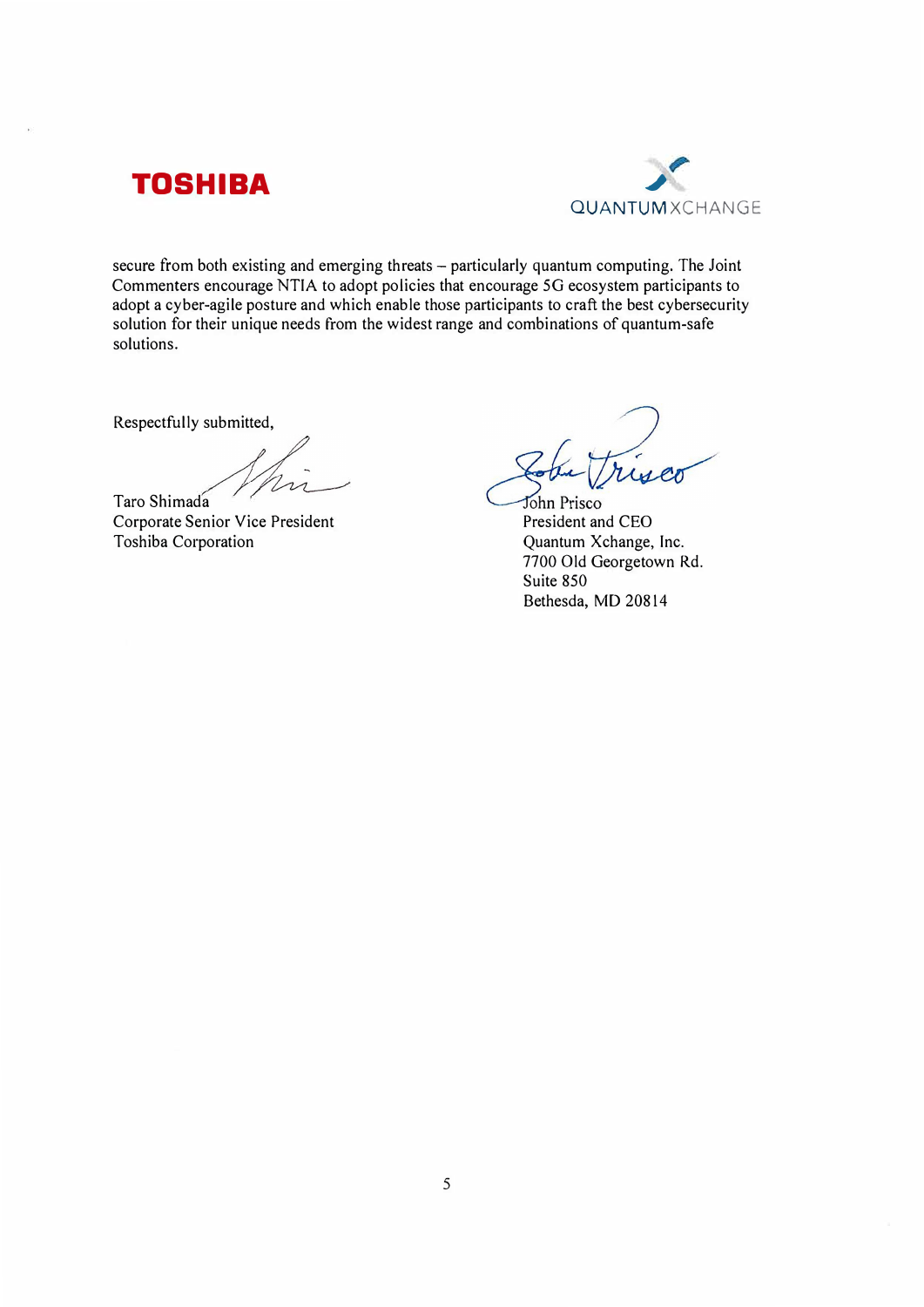TOSHIBA

QUANTUMXCHANGE

secure from both existing and emerging threats – particularly quantum computing. The Joint Commenters encourage NTIA to adopt policies that encourage 5G ecosystem participants to adopt a cyber-agile posture and which enable those participants to craft the best cybersecurity solution for their unique needs from the widest range and combinations of quantum-safe solutions.

Respectfully submitted,

Taro Shimada
Corporate Senior Vice President
Toshiba Corporation

John Prisco
President and CEO
Quantum Xchange, Inc.
7700 Old Georgetown Rd.
Suite 850
Bethesda, MD 20814